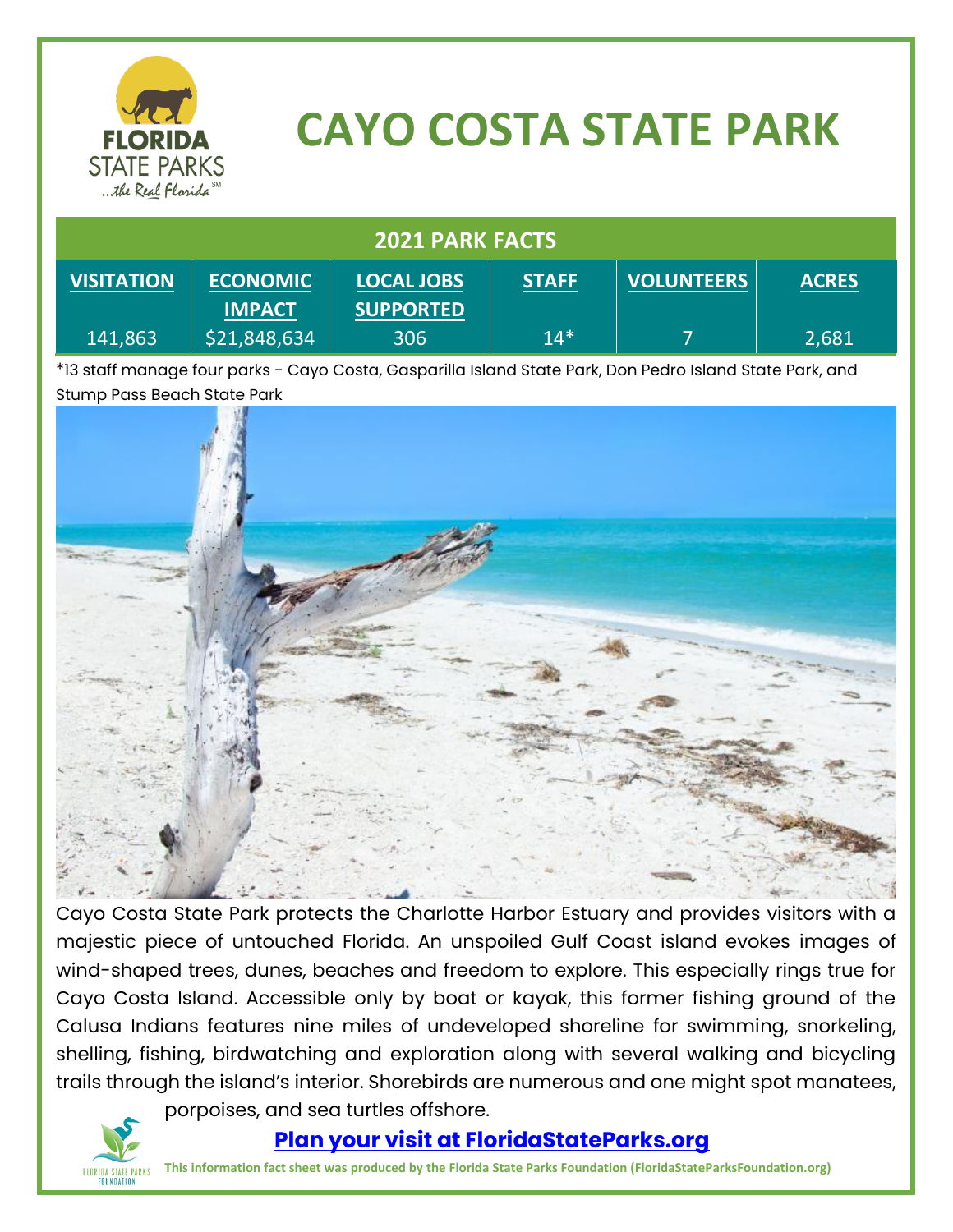# CAYO COSTA STATE PARK

## 2021 PARK FACTS

| VISITATION | ECONOMIC IMPACT | LOCAL JOBS SUPPORTED | STAFF | VOLUNTEERS | ACRES |
|---|---|---|---|---|---|
| 141,863 | $21,848,634 | 306 | 14* | 7 | 2,681 |

*13 staff manage four parks - Cayo Costa, Gasparilla Island State Park, Don Pedro Island State Park, and Stump Pass Beach State Park

Cayo Costa State Park protects the Charlotte Harbor Estuary and provides visitors with a majestic piece of untouched Florida. An unspoiled Gulf Coast island evokes images of wind-shaped trees, dunes, beaches and freedom to explore. This especially rings true for Cayo Costa Island. Accessible only by boat or kayak, this former fishing ground of the Calusa Indians features nine miles of undeveloped shoreline for swimming, snorkeling, shelling, fishing, birdwatching and exploration along with several walking and bicycling trails through the island's interior. Shorebirds are numerous and one might spot manatees, porpoises, and sea turtles offshore.

**Plan your visit at FloridaStateParks.org**

**This information fact sheet was produced by the Florida State Parks Foundation (FloridaStateParksFoundation.org)**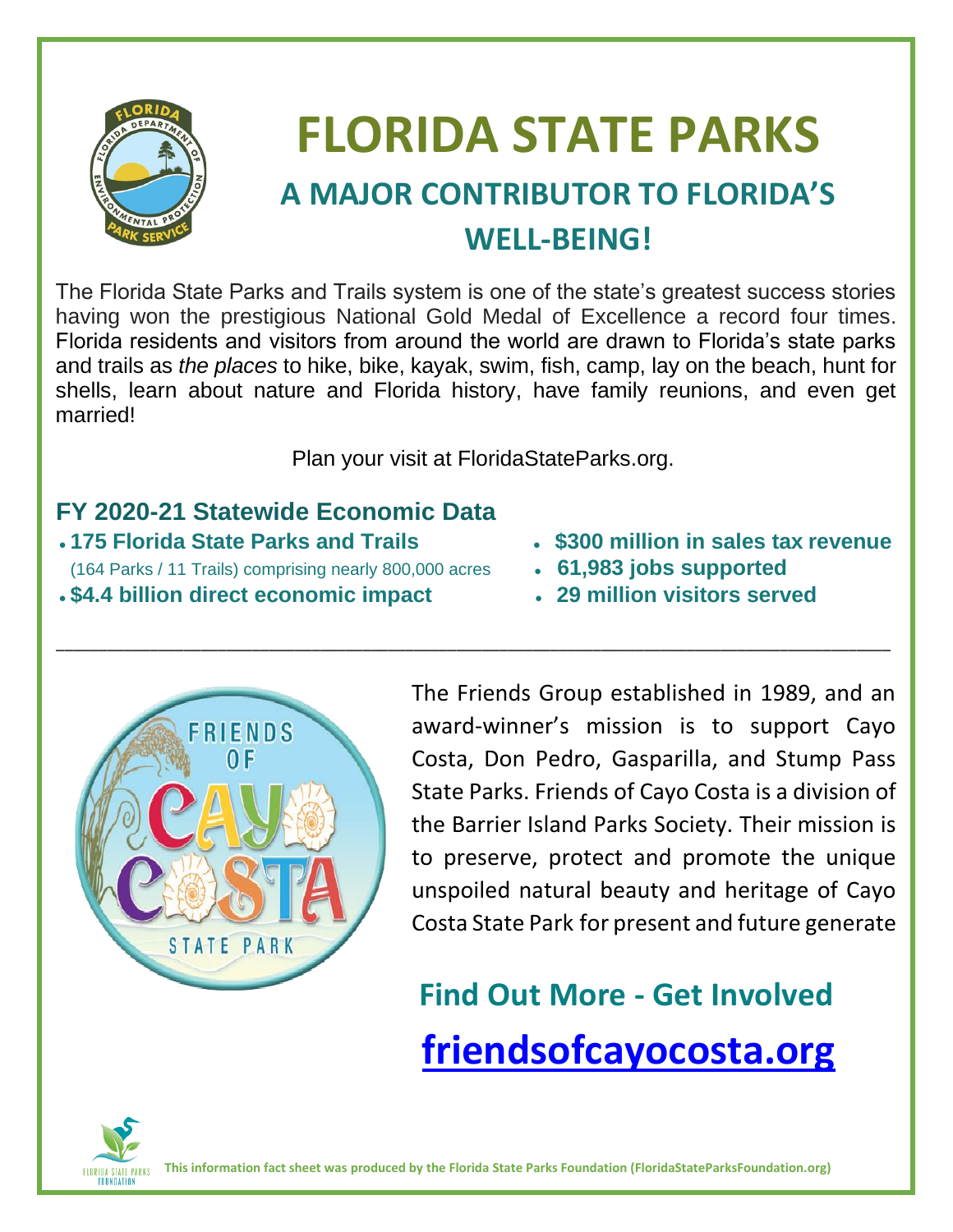# FLORIDA STATE PARKS

## A MAJOR CONTRIBUTOR TO FLORIDA'S WELL-BEING!

The Florida State Parks and Trails system is one of the state's greatest success stories having won the prestigious National Gold Medal of Excellence a record four times. Florida residents and visitors from around the world are drawn to Florida's state parks and trails as *the places* to hike, bike, kayak, swim, fish, camp, lay on the beach, hunt for shells, learn about nature and Florida history, have family reunions, and even get married!

Plan your visit at FloridaStateParks.org.

### FY 2020-21 Statewide Economic Data

- **175 Florida State Parks and Trails**
  (164 Parks / 11 Trails) comprising nearly 800,000 acres
- **$4.4 billion direct economic impact**
- **$300 million in sales tax revenue**
- **61,983 jobs supported**
- **29 million visitors served**

---

The Friends Group established in 1989, and an award-winner's mission is to support Cayo Costa, Don Pedro, Gasparilla, and Stump Pass State Parks. Friends of Cayo Costa is a division of the Barrier Island Parks Society. Their mission is to preserve, protect and promote the unique unspoiled natural beauty and heritage of Cayo Costa State Park for present and future generate

## Find Out More - Get Involved

## friendsofcayocosta.org

**This information fact sheet was produced by the Florida State Parks Foundation (FloridaStateParksFoundation.org)**